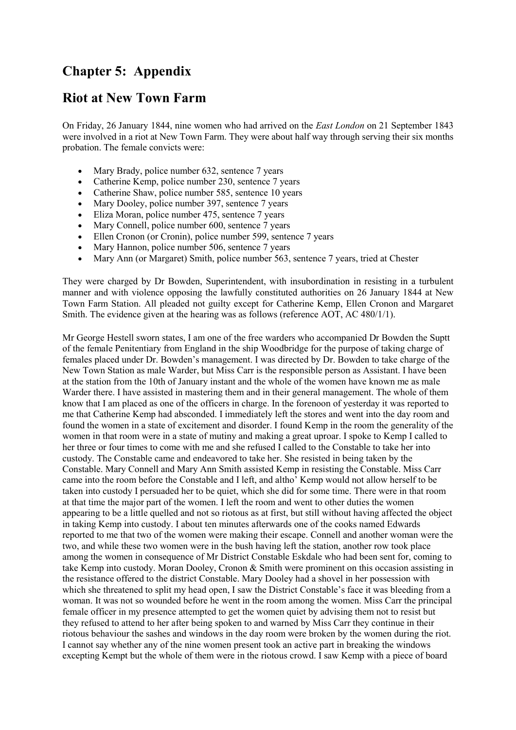# Chapter 5: Appendix

## Riot at New Town Farm

On Friday, 26 January 1844, nine women who had arrived on the *East London* on 21 September 1843 were involved in a riot at New Town Farm. They were about half way through serving their six months probation. The female convicts were:

- Mary Brady, police number 632, sentence 7 years
- Catherine Kemp, police number 230, sentence 7 years
- Catherine Shaw, police number 585, sentence 10 years
- Mary Dooley, police number 397, sentence 7 years
- Eliza Moran, police number 475, sentence 7 years
- Mary Connell, police number 600, sentence 7 years
- Ellen Cronon (or Cronin), police number 599, sentence 7 years
- Mary Hannon, police number 506, sentence 7 years
- Mary Ann (or Margaret) Smith, police number 563, sentence 7 years, tried at Chester

They were charged by Dr Bowden, Superintendent, with insubordination in resisting in a turbulent manner and with violence opposing the lawfully constituted authorities on 26 January 1844 at New Town Farm Station. All pleaded not guilty except for Catherine Kemp, Ellen Cronon and Margaret Smith. The evidence given at the hearing was as follows (reference AOT, AC 480/1/1).

Mr George Hestell sworn states, I am one of the free warders who accompanied Dr Bowden the Suptt of the female Penitentiary from England in the ship Woodbridge for the purpose of taking charge of females placed under Dr. Bowden's management. I was directed by Dr. Bowden to take charge of the New Town Station as male Warder, but Miss Carr is the responsible person as Assistant. I have been at the station from the 10th of January instant and the whole of the women have known me as male Warder there. I have assisted in mastering them and in their general management. The whole of them know that I am placed as one of the officers in charge. In the forenoon of yesterday it was reported to me that Catherine Kemp had absconded. I immediately left the stores and went into the day room and found the women in a state of excitement and disorder. I found Kemp in the room the generality of the women in that room were in a state of mutiny and making a great uproar. I spoke to Kemp I called to her three or four times to come with me and she refused I called to the Constable to take her into custody. The Constable came and endeavored to take her. She resisted in being taken by the Constable. Mary Connell and Mary Ann Smith assisted Kemp in resisting the Constable. Miss Carr came into the room before the Constable and I left, and altho' Kemp would not allow herself to be taken into custody I persuaded her to be quiet, which she did for some time. There were in that room at that time the major part of the women. I left the room and went to other duties the women appearing to be a little quelled and not so riotous as at first, but still without having affected the object in taking Kemp into custody. I about ten minutes afterwards one of the cooks named Edwards reported to me that two of the women were making their escape. Connell and another woman were the two, and while these two women were in the bush having left the station, another row took place among the women in consequence of Mr District Constable Eskdale who had been sent for, coming to take Kemp into custody. Moran Dooley, Cronon & Smith were prominent on this occasion assisting in the resistance offered to the district Constable. Mary Dooley had a shovel in her possession with which she threatened to split my head open, I saw the District Constable's face it was bleeding from a woman. It was not so wounded before he went in the room among the women. Miss Carr the principal female officer in my presence attempted to get the women quiet by advising them not to resist but they refused to attend to her after being spoken to and warned by Miss Carr they continue in their riotous behaviour the sashes and windows in the day room were broken by the women during the riot. I cannot say whether any of the nine women present took an active part in breaking the windows excepting Kempt but the whole of them were in the riotous crowd. I saw Kemp with a piece of board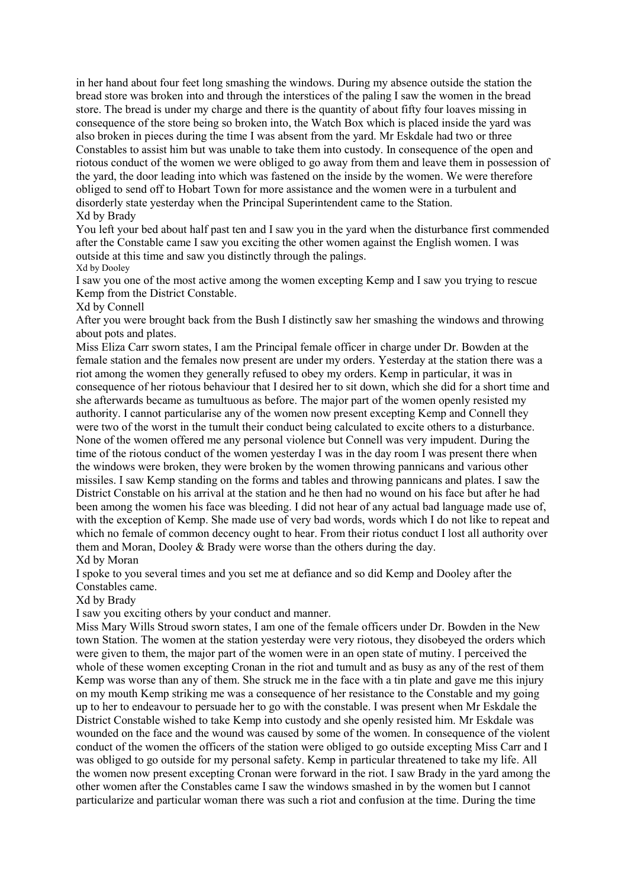in her hand about four feet long smashing the windows. During my absence outside the station the bread store was broken into and through the interstices of the paling I saw the women in the bread store. The bread is under my charge and there is the quantity of about fifty four loaves missing in consequence of the store being so broken into, the Watch Box which is placed inside the yard was also broken in pieces during the time I was absent from the yard. Mr Eskdale had two or three Constables to assist him but was unable to take them into custody. In consequence of the open and riotous conduct of the women we were obliged to go away from them and leave them in possession of the yard, the door leading into which was fastened on the inside by the women. We were therefore obliged to send off to Hobart Town for more assistance and the women were in a turbulent and disorderly state yesterday when the Principal Superintendent came to the Station.

Xd by Brady

You left your bed about half past ten and I saw you in the yard when the disturbance first commended after the Constable came I saw you exciting the other women against the English women. I was outside at this time and saw you distinctly through the palings.

Xd by Dooley

I saw you one of the most active among the women excepting Kemp and I saw you trying to rescue Kemp from the District Constable.

Xd by Connell

After you were brought back from the Bush I distinctly saw her smashing the windows and throwing about pots and plates.

Miss Eliza Carr sworn states, I am the Principal female officer in charge under Dr. Bowden at the female station and the females now present are under my orders. Yesterday at the station there was a riot among the women they generally refused to obey my orders. Kemp in particular, it was in consequence of her riotous behaviour that I desired her to sit down, which she did for a short time and she afterwards became as tumultuous as before. The major part of the women openly resisted my authority. I cannot particularise any of the women now present excepting Kemp and Connell they were two of the worst in the tumult their conduct being calculated to excite others to a disturbance. None of the women offered me any personal violence but Connell was very impudent. During the time of the riotous conduct of the women yesterday I was in the day room I was present there when the windows were broken, they were broken by the women throwing pannicans and various other missiles. I saw Kemp standing on the forms and tables and throwing pannicans and plates. I saw the District Constable on his arrival at the station and he then had no wound on his face but after he had been among the women his face was bleeding. I did not hear of any actual bad language made use of, with the exception of Kemp. She made use of very bad words, words which I do not like to repeat and which no female of common decency ought to hear. From their riotus conduct I lost all authority over them and Moran, Dooley & Brady were worse than the others during the day.

Xd by Moran

I spoke to you several times and you set me at defiance and so did Kemp and Dooley after the Constables came.

Xd by Brady

I saw you exciting others by your conduct and manner.

Miss Mary Wills Stroud sworn states, I am one of the female officers under Dr. Bowden in the New town Station. The women at the station yesterday were very riotous, they disobeyed the orders which were given to them, the major part of the women were in an open state of mutiny. I perceived the whole of these women excepting Cronan in the riot and tumult and as busy as any of the rest of them Kemp was worse than any of them. She struck me in the face with a tin plate and gave me this injury on my mouth Kemp striking me was a consequence of her resistance to the Constable and my going up to her to endeavour to persuade her to go with the constable. I was present when Mr Eskdale the District Constable wished to take Kemp into custody and she openly resisted him. Mr Eskdale was wounded on the face and the wound was caused by some of the women. In consequence of the violent conduct of the women the officers of the station were obliged to go outside excepting Miss Carr and I was obliged to go outside for my personal safety. Kemp in particular threatened to take my life. All the women now present excepting Cronan were forward in the riot. I saw Brady in the yard among the other women after the Constables came I saw the windows smashed in by the women but I cannot particularize and particular woman there was such a riot and confusion at the time. During the time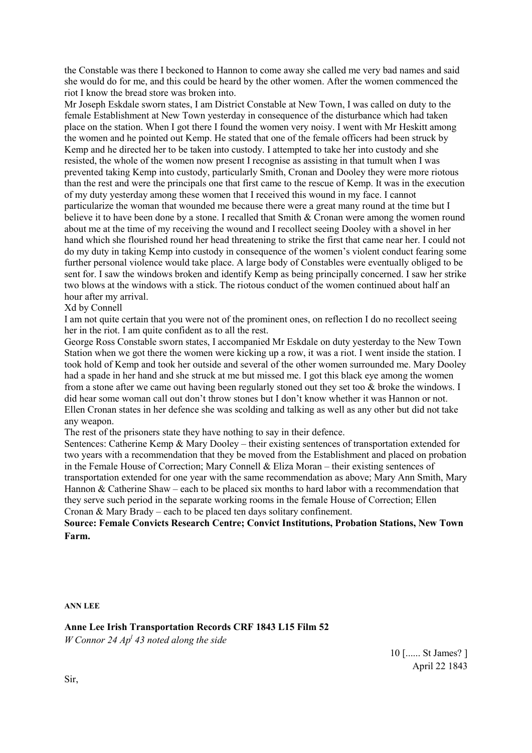the Constable was there I beckoned to Hannon to come away she called me very bad names and said she would do for me, and this could be heard by the other women. After the women commenced the riot I know the bread store was broken into.

Mr Joseph Eskdale sworn states, I am District Constable at New Town, I was called on duty to the female Establishment at New Town yesterday in consequence of the disturbance which had taken place on the station. When I got there I found the women very noisy. I went with Mr Heskitt among the women and he pointed out Kemp. He stated that one of the female officers had been struck by Kemp and he directed her to be taken into custody. I attempted to take her into custody and she resisted, the whole of the women now present I recognise as assisting in that tumult when I was prevented taking Kemp into custody, particularly Smith, Cronan and Dooley they were more riotous than the rest and were the principals one that first came to the rescue of Kemp. It was in the execution of my duty yesterday among these women that I received this wound in my face. I cannot particularize the woman that wounded me because there were a great many round at the time but I believe it to have been done by a stone. I recalled that Smith & Cronan were among the women round about me at the time of my receiving the wound and I recollect seeing Dooley with a shovel in her hand which she flourished round her head threatening to strike the first that came near her. I could not do my duty in taking Kemp into custody in consequence of the women's violent conduct fearing some further personal violence would take place. A large body of Constables were eventually obliged to be sent for. I saw the windows broken and identify Kemp as being principally concerned. I saw her strike two blows at the windows with a stick. The riotous conduct of the women continued about half an hour after my arrival.

Xd by Connell

I am not quite certain that you were not of the prominent ones, on reflection I do no recollect seeing her in the riot. I am quite confident as to all the rest.

George Ross Constable sworn states, I accompanied Mr Eskdale on duty yesterday to the New Town Station when we got there the women were kicking up a row, it was a riot. I went inside the station. I took hold of Kemp and took her outside and several of the other women surrounded me. Mary Dooley had a spade in her hand and she struck at me but missed me. I got this black eye among the women from a stone after we came out having been regularly stoned out they set too & broke the windows. I did hear some woman call out don't throw stones but I don't know whether it was Hannon or not.

Ellen Cronan states in her defence she was scolding and talking as well as any other but did not take any weapon.

The rest of the prisoners state they have nothing to say in their defence.

Sentences: Catherine Kemp & Mary Dooley – their existing sentences of transportation extended for two years with a recommendation that they be moved from the Establishment and placed on probation in the Female House of Correction; Mary Connell & Eliza Moran – their existing sentences of transportation extended for one year with the same recommendation as above; Mary Ann Smith, Mary Hannon & Catherine Shaw – each to be placed six months to hard labor with a recommendation that they serve such period in the separate working rooms in the female House of Correction; Ellen Cronan & Mary Brady – each to be placed ten days solitary confinement.

**Source: Female Convicts Research Centre; Convict Institutions, Probation Stations, New Town Farm.**

**ANN LEE**

**Anne Lee Irish Transportation Records CRF 1843 L15 Film 52**

*W Connor 24 Apl 43 noted along the side*

10 [...... St James? ]
April 22 1843

Sir,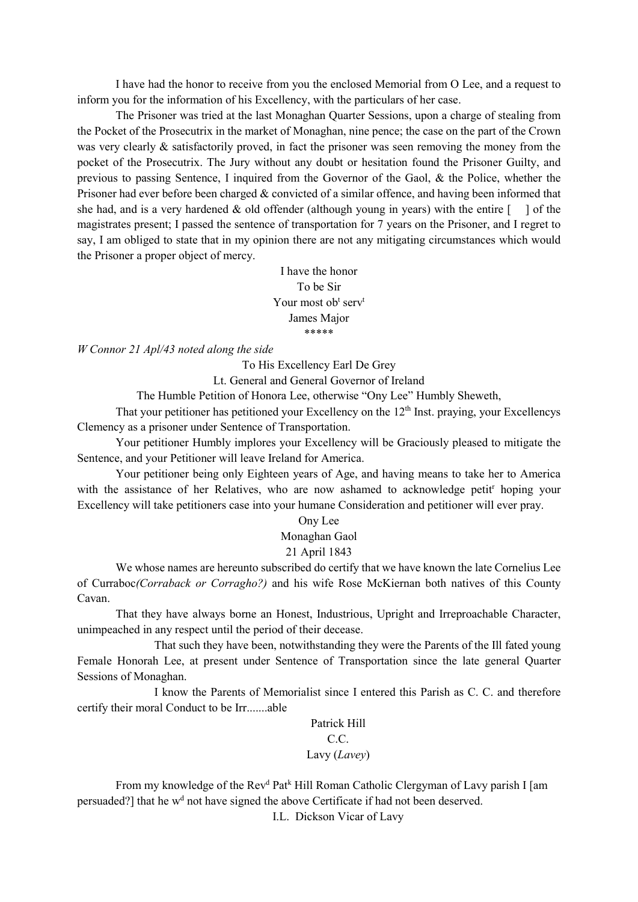I have had the honor to receive from you the enclosed Memorial from O Lee, and a request to inform you for the information of his Excellency, with the particulars of her case.

The Prisoner was tried at the last Monaghan Quarter Sessions, upon a charge of stealing from the Pocket of the Prosecutrix in the market of Monaghan, nine pence; the case on the part of the Crown was very clearly & satisfactorily proved, in fact the prisoner was seen removing the money from the pocket of the Prosecutrix. The Jury without any doubt or hesitation found the Prisoner Guilty, and previous to passing Sentence, I inquired from the Governor of the Gaol, & the Police, whether the Prisoner had ever before been charged & convicted of a similar offence, and having been informed that she had, and is a very hardened & old offender (although young in years) with the entire [    ] of the magistrates present; I passed the sentence of transportation for 7 years on the Prisoner, and I regret to say, I am obliged to state that in my opinion there are not any mitigating circumstances which would the Prisoner a proper object of mercy.

I have the honor  
To be Sir  
Your most ob[t] serv[t]  
James Major

\*\*\*\*\*

*W Connor 21 Apl/43 noted along the side*

To His Excellency Earl De Grey  
Lt. General and General Governor of Ireland

The Humble Petition of Honora Lee, otherwise "Ony Lee" Humbly Sheweth,

That your petitioner has petitioned your Excellency on the 12[th] Inst. praying, your Excellencys Clemency as a prisoner under Sentence of Transportation.

Your petitioner Humbly implores your Excellency will be Graciously pleased to mitigate the Sentence, and your Petitioner will leave Ireland for America.

Your petitioner being only Eighteen years of Age, and having means to take her to America with the assistance of her Relatives, who are now ashamed to acknowledge petit[r] hoping your Excellency will take petitioners case into your humane Consideration and petitioner will ever pray.

Ony Lee  
Monaghan Gaol  
21 April 1843

We whose names are hereunto subscribed do certify that we have known the late Cornelius Lee of Curraboc*(Corraback or Corragho?)* and his wife Rose McKiernan both natives of this County Cavan.

That they have always borne an Honest, Industrious, Upright and Irreproachable Character, unimpeached in any respect until the period of their decease.

That such they have been, notwithstanding they were the Parents of the Ill fated young Female Honorah Lee, at present under Sentence of Transportation since the late general Quarter Sessions of Monaghan.

I know the Parents of Memorialist since I entered this Parish as C. C. and therefore certify their moral Conduct to be Irr.......able

Patrick Hill  
C.C.  
Lavy (*Lavey*)

From my knowledge of the Rev[d] Pat[k] Hill Roman Catholic Clergyman of Lavy parish I [am persuaded?] that he w[d] not have signed the above Certificate if had not been deserved.

I.L. Dickson Vicar of Lavy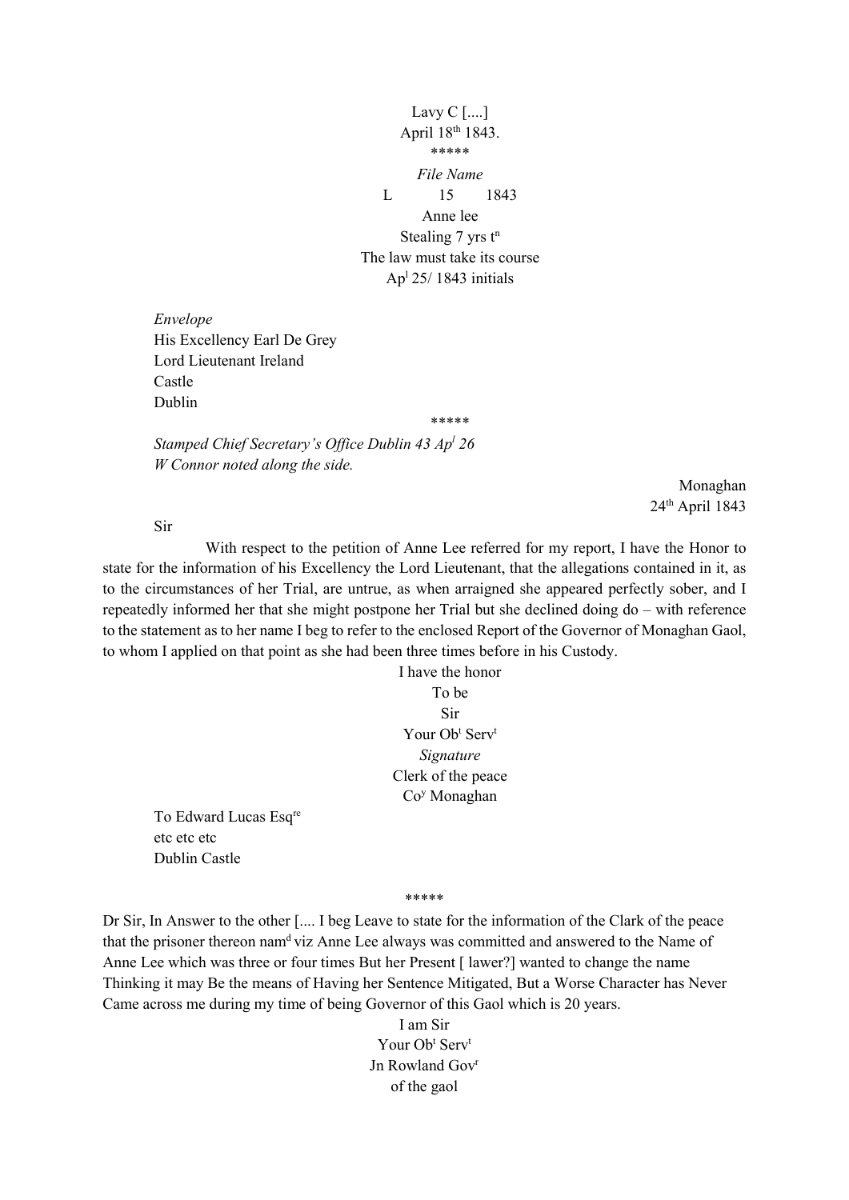Lavy C [....]
April 18th 1843.

\*\*\*\*\*

*File Name*

L 15 1843

Anne lee

Stealing 7 yrs tn

The law must take its course

Apl 25/ 1843 initials

*Envelope*

His Excellency Earl De Grey
Lord Lieutenant Ireland
Castle
Dublin

\*\*\*\*\*

*Stamped Chief Secretary's Office Dublin 43 Apl 26*
*W Connor noted along the side.*

Monaghan
24th April 1843

Sir

With respect to the petition of Anne Lee referred for my report, I have the Honor to state for the information of his Excellency the Lord Lieutenant, that the allegations contained in it, as to the circumstances of her Trial, are untrue, as when arraigned she appeared perfectly sober, and I repeatedly informed her that she might postpone her Trial but she declined doing do – with reference to the statement as to her name I beg to refer to the enclosed Report of the Governor of Monaghan Gaol, to whom I applied on that point as she had been three times before in his Custody.

I have the honor
To be
Sir
Your Obt Servt
*Signature*
Clerk of the peace
Coy Monaghan

To Edward Lucas Esqre
etc etc etc
Dublin Castle

\*\*\*\*\*

Dr Sir, In Answer to the other [.... I beg Leave to state for the information of the Clark of the peace that the prisoner thereon namd viz Anne Lee always was committed and answered to the Name of Anne Lee which was three or four times But her Present [ lawer?] wanted to change the name Thinking it may Be the means of Having her Sentence Mitigated, But a Worse Character has Never Came across me during my time of being Governor of this Gaol which is 20 years.

I am Sir
Your Obt Servt
Jn Rowland Govr
of the gaol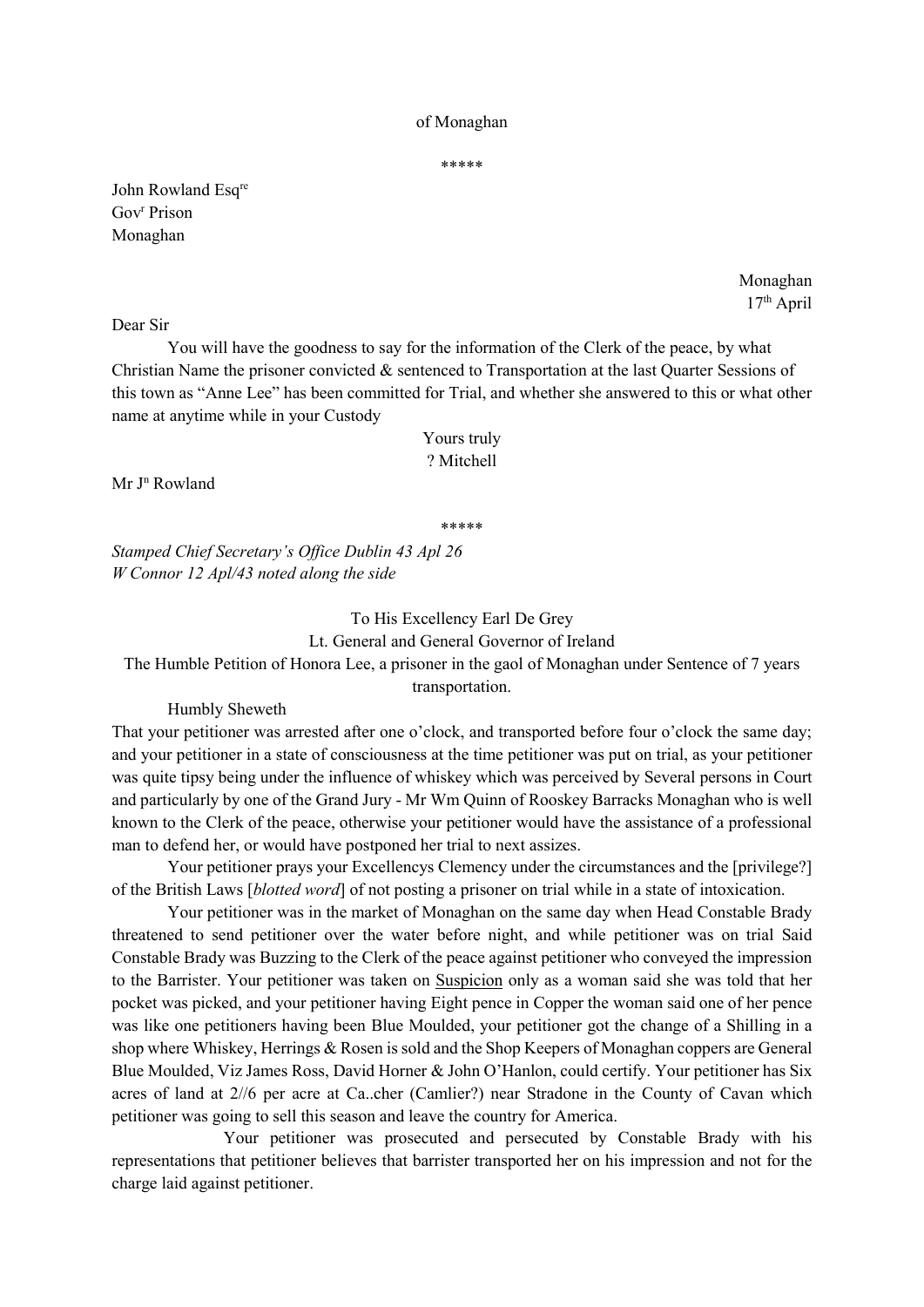of Monaghan

\*\*\*\*\*

John Rowland Esq[re]
Gov[r] Prison
Monaghan

Monaghan
17[th] April

Dear Sir

You will have the goodness to say for the information of the Clerk of the peace, by what Christian Name the prisoner convicted & sentenced to Transportation at the last Quarter Sessions of this town as "Anne Lee" has been committed for Trial, and whether she answered to this or what other name at anytime while in your Custody

Yours truly
? Mitchell

Mr J[n] Rowland

\*\*\*\*\*

*Stamped Chief Secretary's Office Dublin 43 Apl 26*
*W Connor 12 Apl/43 noted along the side*

To His Excellency Earl De Grey
Lt. General and General Governor of Ireland
The Humble Petition of Honora Lee, a prisoner in the gaol of Monaghan under Sentence of 7 years transportation.

Humbly Sheweth

That your petitioner was arrested after one o'clock, and transported before four o'clock the same day; and your petitioner in a state of consciousness at the time petitioner was put on trial, as your petitioner was quite tipsy being under the influence of whiskey which was perceived by Several persons in Court and particularly by one of the Grand Jury - Mr Wm Quinn of Rooskey Barracks Monaghan who is well known to the Clerk of the peace, otherwise your petitioner would have the assistance of a professional man to defend her, or would have postponed her trial to next assizes.

Your petitioner prays your Excellencys Clemency under the circumstances and the [privilege?] of the British Laws [*blotted word*] of not posting a prisoner on trial while in a state of intoxication.

Your petitioner was in the market of Monaghan on the same day when Head Constable Brady threatened to send petitioner over the water before night, and while petitioner was on trial Said Constable Brady was Buzzing to the Clerk of the peace against petitioner who conveyed the impression to the Barrister. Your petitioner was taken on <u>Suspicion</u> only as a woman said she was told that her pocket was picked, and your petitioner having Eight pence in Copper the woman said one of her pence was like one petitioners having been Blue Moulded, your petitioner got the change of a Shilling in a shop where Whiskey, Herrings & Rosen is sold and the Shop Keepers of Monaghan coppers are General Blue Moulded, Viz James Ross, David Horner & John O'Hanlon, could certify. Your petitioner has Six acres of land at 2//6 per acre at Ca..cher (Camlier?) near Stradone in the County of Cavan which petitioner was going to sell this season and leave the country for America.

Your petitioner was prosecuted and persecuted by Constable Brady with his representations that petitioner believes that barrister transported her on his impression and not for the charge laid against petitioner.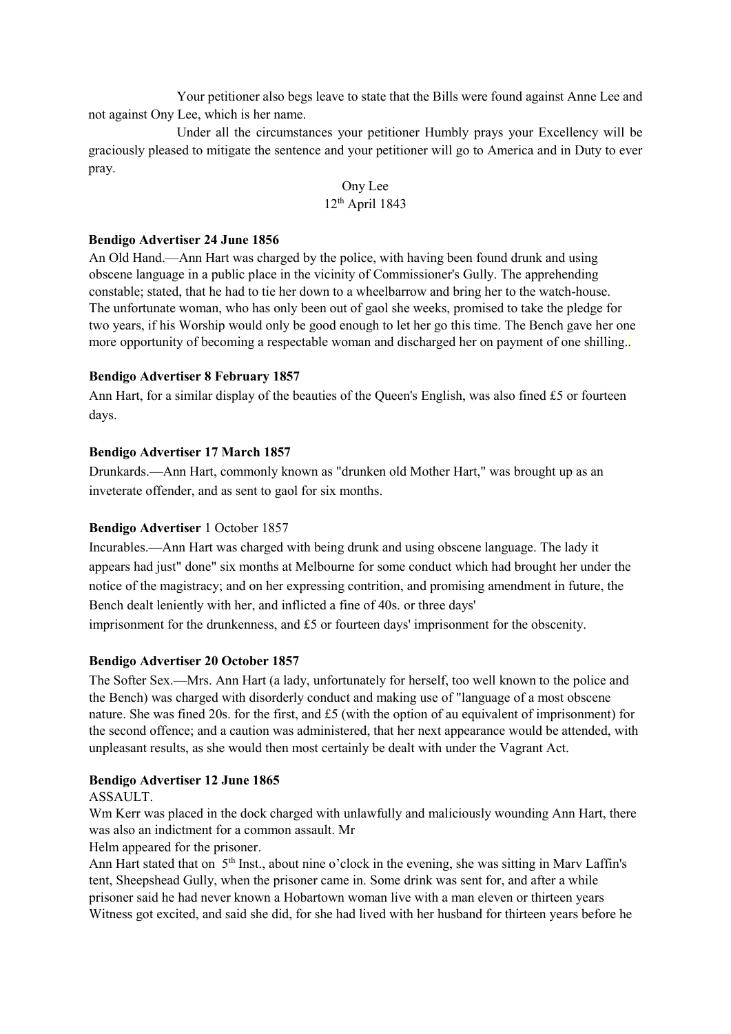Your petitioner also begs leave to state that the Bills were found against Anne Lee and not against Ony Lee, which is her name.

Under all the circumstances your petitioner Humbly prays your Excellency will be graciously pleased to mitigate the sentence and your petitioner will go to America and in Duty to ever pray.

Ony Lee
12th April 1843

**Bendigo Advertiser 24 June 1856**

An Old Hand.—Ann Hart was charged by the police, with having been found drunk and using obscene language in a public place in the vicinity of Commissioner's Gully. The apprehending constable; stated, that he had to tie her down to a wheelbarrow and bring her to the watch-house. The unfortunate woman, who has only been out of gaol she weeks, promised to take the pledge for two years, if his Worship would only be good enough to let her go this time. The Bench gave her one more opportunity of becoming a respectable woman and discharged her on payment of one shilling..

**Bendigo Advertiser 8 February 1857**

Ann Hart, for a similar display of the beauties of the Queen's English, was also fined £5 or fourteen days.

**Bendigo Advertiser 17 March 1857**

Drunkards.—Ann Hart, commonly known as "drunken old Mother Hart," was brought up as an inveterate offender, and as sent to gaol for six months.

**Bendigo Advertiser** 1 October 1857

Incurables.—Ann Hart was charged with being drunk and using obscene language. The lady it appears had just" done" six months at Melbourne for some conduct which had brought her under the notice of the magistracy; and on her expressing contrition, and promising amendment in future, the Bench dealt leniently with her, and inflicted a fine of 40s. or three days' imprisonment for the drunkenness, and £5 or fourteen days' imprisonment for the obscenity.

**Bendigo Advertiser 20 October 1857**

The Softer Sex.—Mrs. Ann Hart (a lady, unfortunately for herself, too well known to the police and the Bench) was charged with disorderly conduct and making use of "language of a most obscene nature. She was fined 20s. for the first, and £5 (with the option of au equivalent of imprisonment) for the second offence; and a caution was administered, that her next appearance would be attended, with unpleasant results, as she would then most certainly be dealt with under the Vagrant Act.

**Bendigo Advertiser 12 June 1865**

ASSAULT.

Wm Kerr was placed in the dock charged with unlawfully and maliciously wounding Ann Hart, there was also an indictment for a common assault. Mr Helm appeared for the prisoner.

Ann Hart stated that on 5th Inst., about nine o'clock in the evening, she was sitting in Marv Laffin's tent, Sheepshead Gully, when the prisoner came in. Some drink was sent for, and after a while prisoner said he had never known a Hobartown woman live with a man eleven or thirteen years Witness got excited, and said she did, for she had lived with her husband for thirteen years before he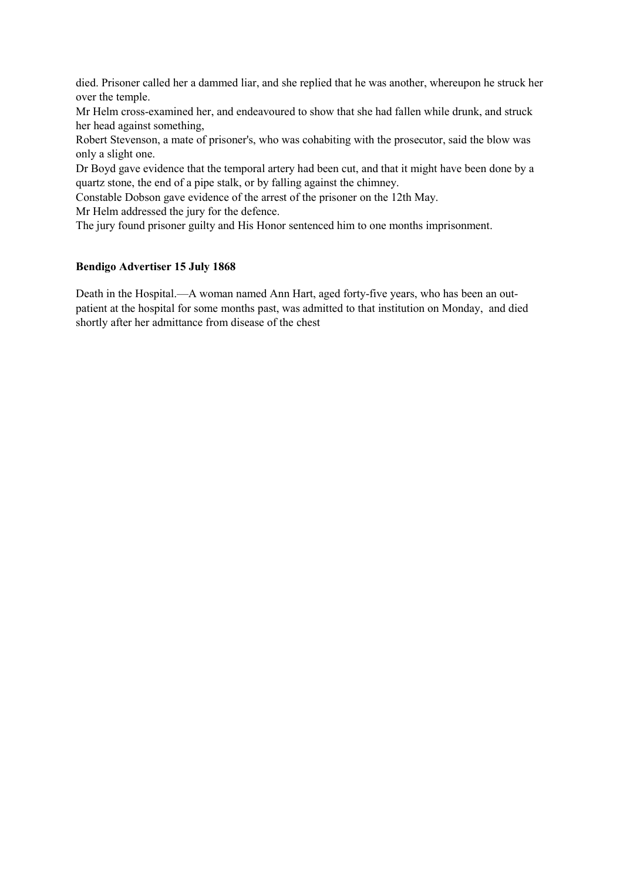died. Prisoner called her a dammed liar, and she replied that he was another, whereupon he struck her over the temple.

Mr Helm cross-examined her, and endeavoured to show that she had fallen while drunk, and struck her head against something,

Robert Stevenson, a mate of prisoner's, who was cohabiting with the prosecutor, said the blow was only a slight one.

Dr Boyd gave evidence that the temporal artery had been cut, and that it might have been done by a quartz stone, the end of a pipe stalk, or by falling against the chimney.

Constable Dobson gave evidence of the arrest of the prisoner on the 12th May.

Mr Helm addressed the jury for the defence.

The jury found prisoner guilty and His Honor sentenced him to one months imprisonment.

**Bendigo Advertiser 15 July 1868**

Death in the Hospital.—A woman named Ann Hart, aged forty-five years, who has been an out-patient at the hospital for some months past, was admitted to that institution on Monday, and died shortly after her admittance from disease of the chest